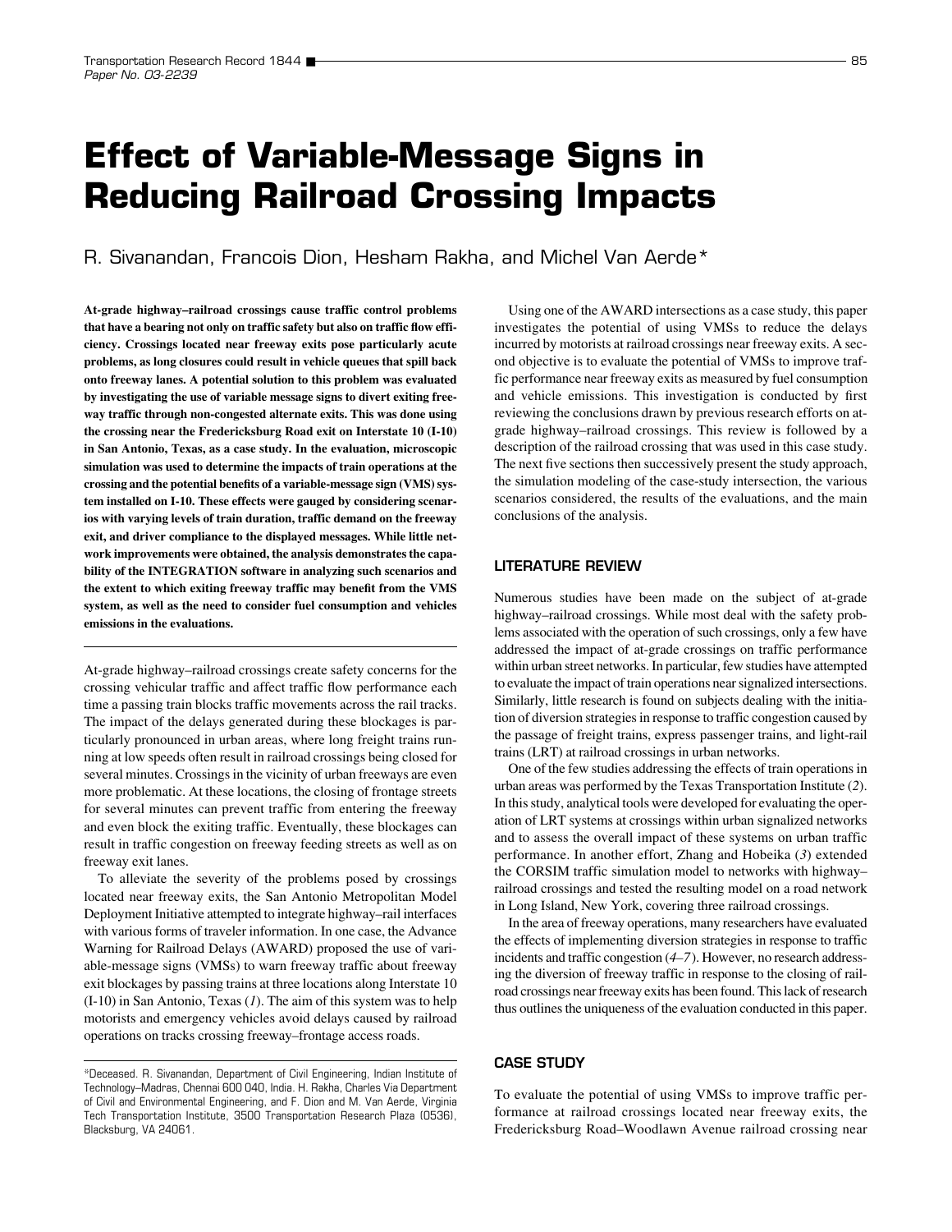# Effect of Variable-Message Signs in Reducing Railroad Crossing Impacts

R. Sivanandan, Francois Dion, Hesham Rakha, and Michel Van Aerde*

**At-grade highway–railroad crossings cause traffic control problems that have a bearing not only on traffic safety but also on traffic flow efficiency. Crossings located near freeway exits pose particularly acute problems, as long closures could result in vehicle queues that spill back onto freeway lanes. A potential solution to this problem was evaluated by investigating the use of variable message signs to divert exiting freeway traffic through non-congested alternate exits. This was done using the crossing near the Fredericksburg Road exit on Interstate 10 (I-10) in San Antonio, Texas, as a case study. In the evaluation, microscopic simulation was used to determine the impacts of train operations at the crossing and the potential benefits of a variable-message sign (VMS) system installed on I-10. These effects were gauged by considering scenarios with varying levels of train duration, traffic demand on the freeway exit, and driver compliance to the displayed messages. While little network improvements were obtained, the analysis demonstrates the capability of the INTEGRATION software in analyzing such scenarios and the extent to which exiting freeway traffic may benefit from the VMS system, as well as the need to consider fuel consumption and vehicles emissions in the evaluations.**

At-grade highway–railroad crossings create safety concerns for the crossing vehicular traffic and affect traffic flow performance each time a passing train blocks traffic movements across the rail tracks. The impact of the delays generated during these blockages is particularly pronounced in urban areas, where long freight trains running at low speeds often result in railroad crossings being closed for several minutes. Crossings in the vicinity of urban freeways are even more problematic. At these locations, the closing of frontage streets for several minutes can prevent traffic from entering the freeway and even block the exiting traffic. Eventually, these blockages can result in traffic congestion on freeway feeding streets as well as on freeway exit lanes.

To alleviate the severity of the problems posed by crossings located near freeway exits, the San Antonio Metropolitan Model Deployment Initiative attempted to integrate highway–rail interfaces with various forms of traveler information. In one case, the Advance Warning for Railroad Delays (AWARD) proposed the use of variable-message signs (VMSs) to warn freeway traffic about freeway exit blockages by passing trains at three locations along Interstate 10 (I-10) in San Antonio, Texas (*1*). The aim of this system was to help motorists and emergency vehicles avoid delays caused by railroad operations on tracks crossing freeway–frontage access roads.

*Deceased. R. Sivanandan, Department of Civil Engineering, Indian Institute of Technology–Madras, Chennai 600 040, India. H. Rakha, Charles Via Department of Civil and Environmental Engineering, and F. Dion and M. Van Aerde, Virginia Tech Transportation Institute, 3500 Transportation Research Plaza (0536), Blacksburg, VA 24061.

Using one of the AWARD intersections as a case study, this paper investigates the potential of using VMSs to reduce the delays incurred by motorists at railroad crossings near freeway exits. A second objective is to evaluate the potential of VMSs to improve traffic performance near freeway exits as measured by fuel consumption and vehicle emissions. This investigation is conducted by first reviewing the conclusions drawn by previous research efforts on at-grade highway–railroad crossings. This review is followed by a description of the railroad crossing that was used in this case study. The next five sections then successively present the study approach, the simulation modeling of the case-study intersection, the various scenarios considered, the results of the evaluations, and the main conclusions of the analysis.

## LITERATURE REVIEW

Numerous studies have been made on the subject of at-grade highway–railroad crossings. While most deal with the safety problems associated with the operation of such crossings, only a few have addressed the impact of at-grade crossings on traffic performance within urban street networks. In particular, few studies have attempted to evaluate the impact of train operations near signalized intersections. Similarly, little research is found on subjects dealing with the initiation of diversion strategies in response to traffic congestion caused by the passage of freight trains, express passenger trains, and light-rail trains (LRT) at railroad crossings in urban networks.

One of the few studies addressing the effects of train operations in urban areas was performed by the Texas Transportation Institute (*2*). In this study, analytical tools were developed for evaluating the operation of LRT systems at crossings within urban signalized networks and to assess the overall impact of these systems on urban traffic performance. In another effort, Zhang and Hobeika (*3*) extended the CORSIM traffic simulation model to networks with highway–railroad crossings and tested the resulting model on a road network in Long Island, New York, covering three railroad crossings.

In the area of freeway operations, many researchers have evaluated the effects of implementing diversion strategies in response to traffic incidents and traffic congestion (*4–7*). However, no research addressing the diversion of freeway traffic in response to the closing of railroad crossings near freeway exits has been found. This lack of research thus outlines the uniqueness of the evaluation conducted in this paper.

## CASE STUDY

To evaluate the potential of using VMSs to improve traffic performance at railroad crossings located near freeway exits, the Fredericksburg Road–Woodlawn Avenue railroad crossing near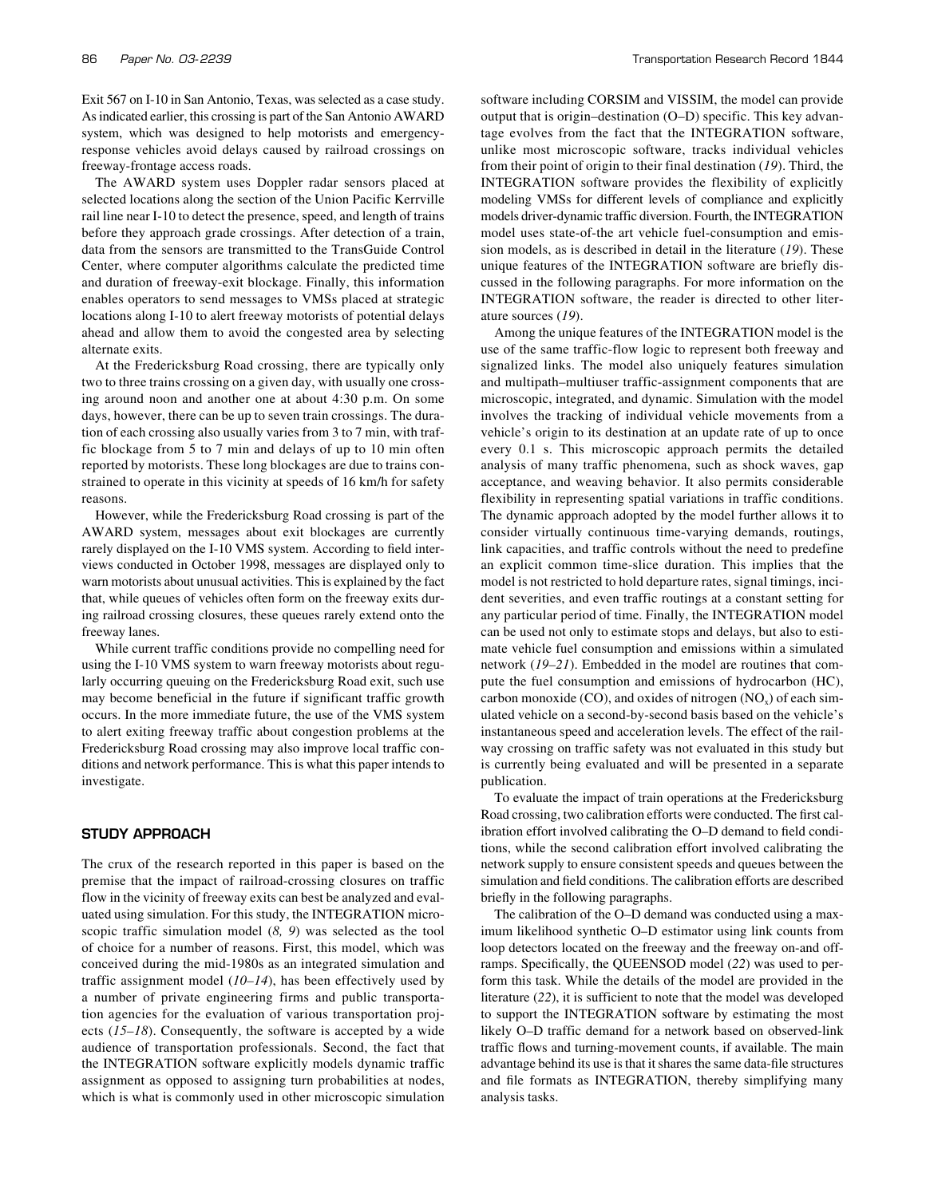Exit 567 on I-10 in San Antonio, Texas, was selected as a case study. As indicated earlier, this crossing is part of the San Antonio AWARD system, which was designed to help motorists and emergency-response vehicles avoid delays caused by railroad crossings on freeway-frontage access roads.

The AWARD system uses Doppler radar sensors placed at selected locations along the section of the Union Pacific Kerrville rail line near I-10 to detect the presence, speed, and length of trains before they approach grade crossings. After detection of a train, data from the sensors are transmitted to the TransGuide Control Center, where computer algorithms calculate the predicted time and duration of freeway-exit blockage. Finally, this information enables operators to send messages to VMSs placed at strategic locations along I-10 to alert freeway motorists of potential delays ahead and allow them to avoid the congested area by selecting alternate exits.

At the Fredericksburg Road crossing, there are typically only two to three trains crossing on a given day, with usually one crossing around noon and another one at about 4:30 p.m. On some days, however, there can be up to seven train crossings. The duration of each crossing also usually varies from 3 to 7 min, with traffic blockage from 5 to 7 min and delays of up to 10 min often reported by motorists. These long blockages are due to trains constrained to operate in this vicinity at speeds of 16 km/h for safety reasons.

However, while the Fredericksburg Road crossing is part of the AWARD system, messages about exit blockages are currently rarely displayed on the I-10 VMS system. According to field interviews conducted in October 1998, messages are displayed only to warn motorists about unusual activities. This is explained by the fact that, while queues of vehicles often form on the freeway exits during railroad crossing closures, these queues rarely extend onto the freeway lanes.

While current traffic conditions provide no compelling need for using the I-10 VMS system to warn freeway motorists about regularly occurring queuing on the Fredericksburg Road exit, such use may become beneficial in the future if significant traffic growth occurs. In the more immediate future, the use of the VMS system to alert exiting freeway traffic about congestion problems at the Fredericksburg Road crossing may also improve local traffic conditions and network performance. This is what this paper intends to investigate.

## STUDY APPROACH

The crux of the research reported in this paper is based on the premise that the impact of railroad-crossing closures on traffic flow in the vicinity of freeway exits can best be analyzed and evaluated using simulation. For this study, the INTEGRATION microscopic traffic simulation model (*8, 9*) was selected as the tool of choice for a number of reasons. First, this model, which was conceived during the mid-1980s as an integrated simulation and traffic assignment model (*10–14*), has been effectively used by a number of private engineering firms and public transportation agencies for the evaluation of various transportation projects (*15–18*). Consequently, the software is accepted by a wide audience of transportation professionals. Second, the fact that the INTEGRATION software explicitly models dynamic traffic assignment as opposed to assigning turn probabilities at nodes, which is what is commonly used in other microscopic simulation software including CORSIM and VISSIM, the model can provide output that is origin–destination (O–D) specific. This key advantage evolves from the fact that the INTEGRATION software, unlike most microscopic software, tracks individual vehicles from their point of origin to their final destination (*19*). Third, the INTEGRATION software provides the flexibility of explicitly modeling VMSs for different levels of compliance and explicitly models driver-dynamic traffic diversion. Fourth, the INTEGRATION model uses state-of-the art vehicle fuel-consumption and emission models, as is described in detail in the literature (*19*). These unique features of the INTEGRATION software are briefly discussed in the following paragraphs. For more information on the INTEGRATION software, the reader is directed to other literature sources (*19*).

Among the unique features of the INTEGRATION model is the use of the same traffic-flow logic to represent both freeway and signalized links. The model also uniquely features simulation and multipath–multiuser traffic-assignment components that are microscopic, integrated, and dynamic. Simulation with the model involves the tracking of individual vehicle movements from a vehicle's origin to its destination at an update rate of up to once every 0.1 s. This microscopic approach permits the detailed analysis of many traffic phenomena, such as shock waves, gap acceptance, and weaving behavior. It also permits considerable flexibility in representing spatial variations in traffic conditions. The dynamic approach adopted by the model further allows it to consider virtually continuous time-varying demands, routings, link capacities, and traffic controls without the need to predefine an explicit common time-slice duration. This implies that the model is not restricted to hold departure rates, signal timings, incident severities, and even traffic routings at a constant setting for any particular period of time. Finally, the INTEGRATION model can be used not only to estimate stops and delays, but also to estimate vehicle fuel consumption and emissions within a simulated network (*19–21*). Embedded in the model are routines that compute the fuel consumption and emissions of hydrocarbon (HC), carbon monoxide (CO), and oxides of nitrogen ($NO_x$) of each simulated vehicle on a second-by-second basis based on the vehicle's instantaneous speed and acceleration levels. The effect of the railway crossing on traffic safety was not evaluated in this study but is currently being evaluated and will be presented in a separate publication.

To evaluate the impact of train operations at the Fredericksburg Road crossing, two calibration efforts were conducted. The first calibration effort involved calibrating the O–D demand to field conditions, while the second calibration effort involved calibrating the network supply to ensure consistent speeds and queues between the simulation and field conditions. The calibration efforts are described briefly in the following paragraphs.

The calibration of the O–D demand was conducted using a maximum likelihood synthetic O–D estimator using link counts from loop detectors located on the freeway and the freeway on-and off-ramps. Specifically, the QUEENSOD model (*22*) was used to perform this task. While the details of the model are provided in the literature (*22*), it is sufficient to note that the model was developed to support the INTEGRATION software by estimating the most likely O–D traffic demand for a network based on observed-link traffic flows and turning-movement counts, if available. The main advantage behind its use is that it shares the same data-file structures and file formats as INTEGRATION, thereby simplifying many analysis tasks.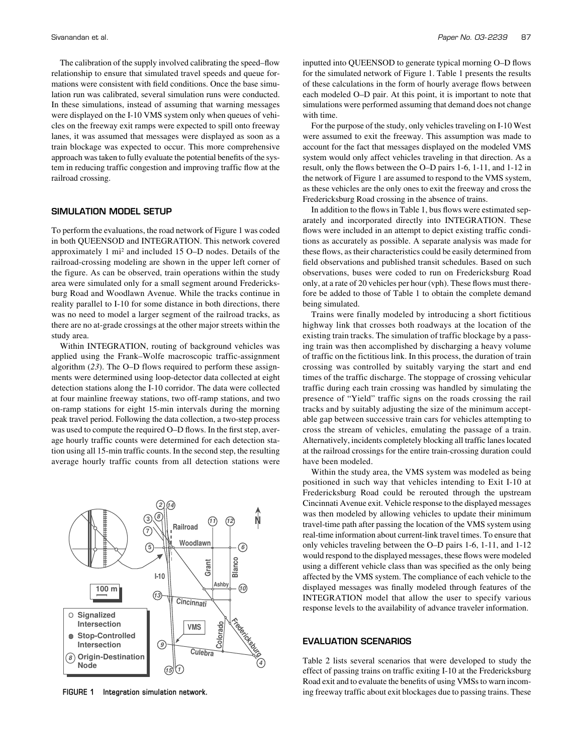The calibration of the supply involved calibrating the speed–flow relationship to ensure that simulated travel speeds and queue formations were consistent with field conditions. Once the base simulation run was calibrated, several simulation runs were conducted. In these simulations, instead of assuming that warning messages were displayed on the I-10 VMS system only when queues of vehicles on the freeway exit ramps were expected to spill onto freeway lanes, it was assumed that messages were displayed as soon as a train blockage was expected to occur. This more comprehensive approach was taken to fully evaluate the potential benefits of the system in reducing traffic congestion and improving traffic flow at the railroad crossing.

## SIMULATION MODEL SETUP

To perform the evaluations, the road network of Figure 1 was coded in both QUEENSOD and INTEGRATION. This network covered approximately 1 mi$^2$ and included 15 O–D nodes. Details of the railroad-crossing modeling are shown in the upper left corner of the figure. As can be observed, train operations within the study area were simulated only for a small segment around Fredericksburg Road and Woodlawn Avenue. While the tracks continue in reality parallel to I-10 for some distance in both directions, there was no need to model a larger segment of the railroad tracks, as there are no at-grade crossings at the other major streets within the study area.

Within INTEGRATION, routing of background vehicles was applied using the Frank–Wolfe macroscopic traffic-assignment algorithm (*23*). The O–D flows required to perform these assignments were determined using loop-detector data collected at eight detection stations along the I-10 corridor. The data were collected at four mainline freeway stations, two off-ramp stations, and two on-ramp stations for eight 15-min intervals during the morning peak travel period. Following the data collection, a two-step process was used to compute the required O–D flows. In the first step, average hourly traffic counts were determined for each detection station using all 15-min traffic counts. In the second step, the resulting average hourly traffic counts from all detection stations were

**FIGURE 1** Integration simulation network.

inputted into QUEENSOD to generate typical morning O–D flows for the simulated network of Figure 1. Table 1 presents the results of these calculations in the form of hourly average flows between each modeled O–D pair. At this point, it is important to note that simulations were performed assuming that demand does not change with time.

For the purpose of the study, only vehicles traveling on I-10 West were assumed to exit the freeway. This assumption was made to account for the fact that messages displayed on the modeled VMS system would only affect vehicles traveling in that direction. As a result, only the flows between the O–D pairs 1-6, 1-11, and 1-12 in the network of Figure 1 are assumed to respond to the VMS system, as these vehicles are the only ones to exit the freeway and cross the Fredericksburg Road crossing in the absence of trains.

In addition to the flows in Table 1, bus flows were estimated separately and incorporated directly into INTEGRATION. These flows were included in an attempt to depict existing traffic conditions as accurately as possible. A separate analysis was made for these flows, as their characteristics could be easily determined from field observations and published transit schedules. Based on such observations, buses were coded to run on Fredericksburg Road only, at a rate of 20 vehicles per hour (vph). These flows must therefore be added to those of Table 1 to obtain the complete demand being simulated.

Trains were finally modeled by introducing a short fictitious highway link that crosses both roadways at the location of the existing train tracks. The simulation of traffic blockage by a passing train was then accomplished by discharging a heavy volume of traffic on the fictitious link. In this process, the duration of train crossing was controlled by suitably varying the start and end times of the traffic discharge. The stoppage of crossing vehicular traffic during each train crossing was handled by simulating the presence of "Yield" traffic signs on the roads crossing the rail tracks and by suitably adjusting the size of the minimum acceptable gap between successive train cars for vehicles attempting to cross the stream of vehicles, emulating the passage of a train. Alternatively, incidents completely blocking all traffic lanes located at the railroad crossings for the entire train-crossing duration could have been modeled.

Within the study area, the VMS system was modeled as being positioned in such way that vehicles intending to Exit I-10 at Fredericksburg Road could be rerouted through the upstream Cincinnati Avenue exit. Vehicle response to the displayed messages was then modeled by allowing vehicles to update their minimum travel-time path after passing the location of the VMS system using real-time information about current-link travel times. To ensure that only vehicles traveling between the O–D pairs 1-6, 1-11, and 1-12 would respond to the displayed messages, these flows were modeled using a different vehicle class than was specified as the only being affected by the VMS system. The compliance of each vehicle to the displayed messages was finally modeled through features of the INTEGRATION model that allow the user to specify various response levels to the availability of advance traveler information.

## EVALUATION SCENARIOS

Table 2 lists several scenarios that were developed to study the effect of passing trains on traffic exiting I-10 at the Fredericksburg Road exit and to evaluate the benefits of using VMSs to warn incoming freeway traffic about exit blockages due to passing trains. These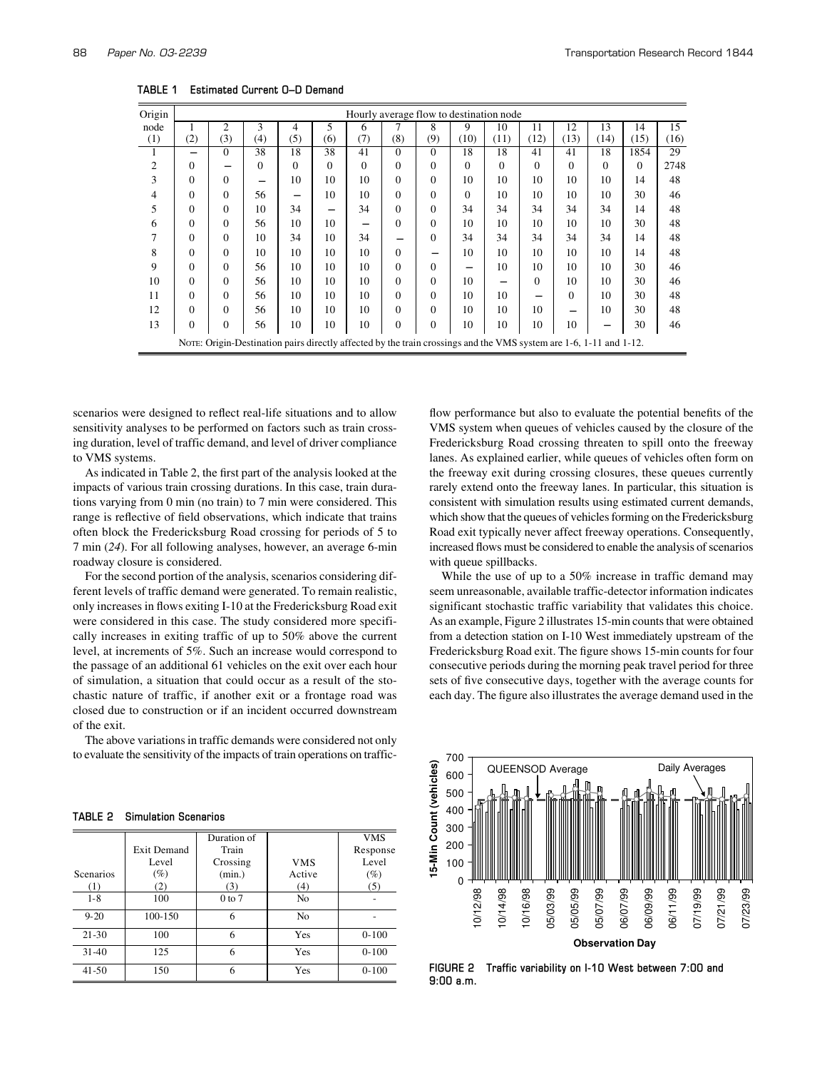**TABLE 1 Estimated Current O–D Demand**

| Origin node | Hourly average flow to destination node | | | | | | | | | | | | | | |
|---|---|---|---|---|---|---|---|---|---|---|---|---|---|---|---|
| (1) | 1 (2) | 2 (3) | 3 (4) | 4 (5) | 5 (6) | 6 (7) | 7 (8) | 8 (9) | 9 (10) | 10 (11) | 11 (12) | 12 (13) | 13 (14) | 14 (15) | 15 (16) |
| 1 | – | 0 | 38 | 18 | 38 | 41 | 0 | 0 | 18 | 18 | 41 | 41 | 18 | 1854 | 29 |
| 2 | 0 | – | 0 | 0 | 0 | 0 | 0 | 0 | 0 | 0 | 0 | 0 | 0 | 0 | 2748 |
| 3 | 0 | 0 | – | 10 | 10 | 10 | 0 | 0 | 10 | 10 | 10 | 10 | 10 | 14 | 48 |
| 4 | 0 | 0 | 56 | – | 10 | 10 | 0 | 0 | 0 | 10 | 10 | 10 | 10 | 30 | 46 |
| 5 | 0 | 0 | 10 | 34 | – | 34 | 0 | 0 | 34 | 34 | 34 | 34 | 34 | 14 | 48 |
| 6 | 0 | 0 | 56 | 10 | 10 | – | 0 | 0 | 10 | 10 | 10 | 10 | 10 | 30 | 48 |
| 7 | 0 | 0 | 10 | 34 | 10 | 34 | – | 0 | 34 | 34 | 34 | 34 | 34 | 14 | 48 |
| 8 | 0 | 0 | 10 | 10 | 10 | 10 | 0 | – | 10 | 10 | 10 | 10 | 10 | 14 | 48 |
| 9 | 0 | 0 | 56 | 10 | 10 | 10 | 0 | 0 | – | 10 | 10 | 10 | 10 | 30 | 46 |
| 10 | 0 | 0 | 56 | 10 | 10 | 10 | 0 | 0 | 10 | – | 0 | 10 | 10 | 30 | 46 |
| 11 | 0 | 0 | 56 | 10 | 10 | 10 | 0 | 0 | 10 | 10 | – | 0 | 10 | 30 | 48 |
| 12 | 0 | 0 | 56 | 10 | 10 | 10 | 0 | 0 | 10 | 10 | 10 | – | 10 | 30 | 48 |
| 13 | 0 | 0 | 56 | 10 | 10 | 10 | 0 | 0 | 10 | 10 | 10 | 10 | – | 30 | 46 |

NOTE: Origin-Destination pairs directly affected by the train crossings and the VMS system are 1-6, 1-11 and 1-12.

scenarios were designed to reflect real-life situations and to allow sensitivity analyses to be performed on factors such as train crossing duration, level of traffic demand, and level of driver compliance to VMS systems.

As indicated in Table 2, the first part of the analysis looked at the impacts of various train crossing durations. In this case, train durations varying from 0 min (no train) to 7 min were considered. This range is reflective of field observations, which indicate that trains often block the Fredericksburg Road crossing for periods of 5 to 7 min (*24*). For all following analyses, however, an average 6-min roadway closure is considered.

For the second portion of the analysis, scenarios considering different levels of traffic demand were generated. To remain realistic, only increases in flows exiting I-10 at the Fredericksburg Road exit were considered in this case. The study considered more specifically increases in exiting traffic of up to 50% above the current level, at increments of 5%. Such an increase would correspond to the passage of an additional 61 vehicles on the exit over each hour of simulation, a situation that could occur as a result of the stochastic nature of traffic, if another exit or a frontage road was closed due to construction or if an incident occurred downstream of the exit.

The above variations in traffic demands were considered not only to evaluate the sensitivity of the impacts of train operations on traffic-flow performance but also to evaluate the potential benefits of the VMS system when queues of vehicles caused by the closure of the Fredericksburg Road crossing threaten to spill onto the freeway lanes. As explained earlier, while queues of vehicles often form on the freeway exit during crossing closures, these queues currently rarely extend onto the freeway lanes. In particular, this situation is consistent with simulation results using estimated current demands, which show that the queues of vehicles forming on the Fredericksburg Road exit typically never affect freeway operations. Consequently, increased flows must be considered to enable the analysis of scenarios with queue spillbacks.

While the use of up to a 50% increase in traffic demand may seem unreasonable, available traffic-detector information indicates significant stochastic traffic variability that validates this choice. As an example, Figure 2 illustrates 15-min counts that were obtained from a detection station on I-10 West immediately upstream of the Fredericksburg Road exit. The figure shows 15-min counts for four consecutive periods during the morning peak travel period for three sets of five consecutive days, together with the average counts for each day. The figure also illustrates the average demand used in the

**TABLE 2 Simulation Scenarios**

| Scenarios (1) | Exit Demand Level (%) (2) | Duration of Train Crossing (min.) (3) | VMS Active (4) | VMS Response Level (%) (5) |
|---|---|---|---|---|
| 1-8 | 100 | 0 to 7 | No | - |
| 9-20 | 100-150 | 6 | No | - |
| 21-30 | 100 | 6 | Yes | 0-100 |
| 31-40 | 125 | 6 | Yes | 0-100 |
| 41-50 | 150 | 6 | Yes | 0-100 |

FIGURE 2 Traffic variability on I-10 West between 7:00 and 9:00 a.m.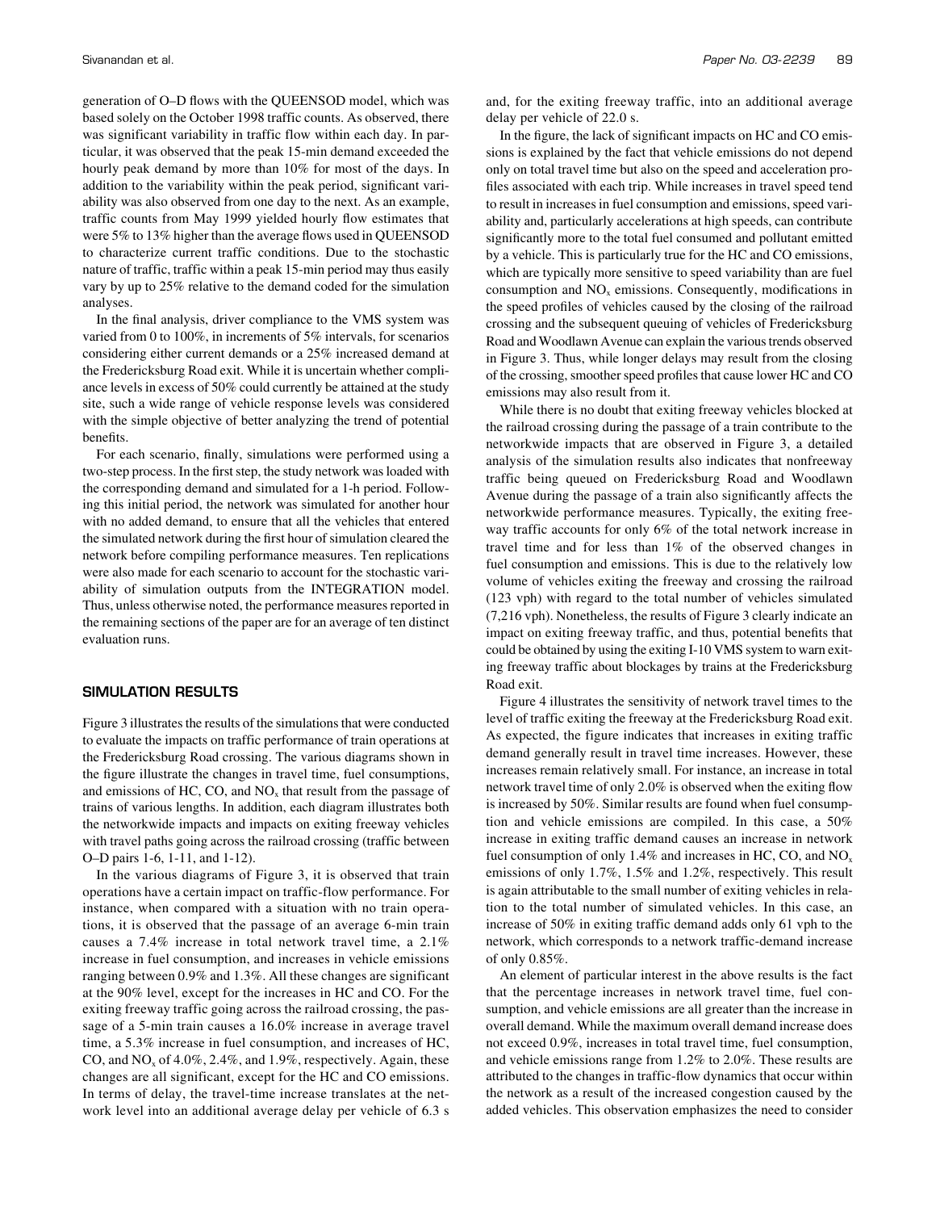generation of O–D flows with the QUEENSOD model, which was based solely on the October 1998 traffic counts. As observed, there was significant variability in traffic flow within each day. In particular, it was observed that the peak 15-min demand exceeded the hourly peak demand by more than 10% for most of the days. In addition to the variability within the peak period, significant variability was also observed from one day to the next. As an example, traffic counts from May 1999 yielded hourly flow estimates that were 5% to 13% higher than the average flows used in QUEENSOD to characterize current traffic conditions. Due to the stochastic nature of traffic, traffic within a peak 15-min period may thus easily vary by up to 25% relative to the demand coded for the simulation analyses.

In the final analysis, driver compliance to the VMS system was varied from 0 to 100%, in increments of 5% intervals, for scenarios considering either current demands or a 25% increased demand at the Fredericksburg Road exit. While it is uncertain whether compliance levels in excess of 50% could currently be attained at the study site, such a wide range of vehicle response levels was considered with the simple objective of better analyzing the trend of potential benefits.

For each scenario, finally, simulations were performed using a two-step process. In the first step, the study network was loaded with the corresponding demand and simulated for a 1-h period. Following this initial period, the network was simulated for another hour with no added demand, to ensure that all the vehicles that entered the simulated network during the first hour of simulation cleared the network before compiling performance measures. Ten replications were also made for each scenario to account for the stochastic variability of simulation outputs from the INTEGRATION model. Thus, unless otherwise noted, the performance measures reported in the remaining sections of the paper are for an average of ten distinct evaluation runs.

## SIMULATION RESULTS

Figure 3 illustrates the results of the simulations that were conducted to evaluate the impacts on traffic performance of train operations at the Fredericksburg Road crossing. The various diagrams shown in the figure illustrate the changes in travel time, fuel consumptions, and emissions of HC, CO, and $NO_x$ that result from the passage of trains of various lengths. In addition, each diagram illustrates both the networkwide impacts and impacts on exiting freeway vehicles with travel paths going across the railroad crossing (traffic between O–D pairs 1-6, 1-11, and 1-12).

In the various diagrams of Figure 3, it is observed that train operations have a certain impact on traffic-flow performance. For instance, when compared with a situation with no train operations, it is observed that the passage of an average 6-min train causes a 7.4% increase in total network travel time, a 2.1% increase in fuel consumption, and increases in vehicle emissions ranging between 0.9% and 1.3%. All these changes are significant at the 90% level, except for the increases in HC and CO. For the exiting freeway traffic going across the railroad crossing, the passage of a 5-min train causes a 16.0% increase in average travel time, a 5.3% increase in fuel consumption, and increases of HC, CO, and $NO_x$ of 4.0%, 2.4%, and 1.9%, respectively. Again, these changes are all significant, except for the HC and CO emissions. In terms of delay, the travel-time increase translates at the network level into an additional average delay per vehicle of 6.3 s and, for the exiting freeway traffic, into an additional average delay per vehicle of 22.0 s.

In the figure, the lack of significant impacts on HC and CO emissions is explained by the fact that vehicle emissions do not depend only on total travel time but also on the speed and acceleration profiles associated with each trip. While increases in travel speed tend to result in increases in fuel consumption and emissions, speed variability and, particularly accelerations at high speeds, can contribute significantly more to the total fuel consumed and pollutant emitted by a vehicle. This is particularly true for the HC and CO emissions, which are typically more sensitive to speed variability than are fuel consumption and $NO_x$ emissions. Consequently, modifications in the speed profiles of vehicles caused by the closing of the railroad crossing and the subsequent queuing of vehicles of Fredericksburg Road and Woodlawn Avenue can explain the various trends observed in Figure 3. Thus, while longer delays may result from the closing of the crossing, smoother speed profiles that cause lower HC and CO emissions may also result from it.

While there is no doubt that exiting freeway vehicles blocked at the railroad crossing during the passage of a train contribute to the networkwide impacts that are observed in Figure 3, a detailed analysis of the simulation results also indicates that nonfreeway traffic being queued on Fredericksburg Road and Woodlawn Avenue during the passage of a train also significantly affects the networkwide performance measures. Typically, the exiting freeway traffic accounts for only 6% of the total network increase in travel time and for less than 1% of the observed changes in fuel consumption and emissions. This is due to the relatively low volume of vehicles exiting the freeway and crossing the railroad (123 vph) with regard to the total number of vehicles simulated (7,216 vph). Nonetheless, the results of Figure 3 clearly indicate an impact on exiting freeway traffic, and thus, potential benefits that could be obtained by using the exiting I-10 VMS system to warn exiting freeway traffic about blockages by trains at the Fredericksburg Road exit.

Figure 4 illustrates the sensitivity of network travel times to the level of traffic exiting the freeway at the Fredericksburg Road exit. As expected, the figure indicates that increases in exiting traffic demand generally result in travel time increases. However, these increases remain relatively small. For instance, an increase in total network travel time of only 2.0% is observed when the exiting flow is increased by 50%. Similar results are found when fuel consumption and vehicle emissions are compiled. In this case, a 50% increase in exiting traffic demand causes an increase in network fuel consumption of only 1.4% and increases in HC, CO, and $NO_x$ emissions of only 1.7%, 1.5% and 1.2%, respectively. This result is again attributable to the small number of exiting vehicles in relation to the total number of simulated vehicles. In this case, an increase of 50% in exiting traffic demand adds only 61 vph to the network, which corresponds to a network traffic-demand increase of only 0.85%.

An element of particular interest in the above results is the fact that the percentage increases in network travel time, fuel consumption, and vehicle emissions are all greater than the increase in overall demand. While the maximum overall demand increase does not exceed 0.9%, increases in total travel time, fuel consumption, and vehicle emissions range from 1.2% to 2.0%. These results are attributed to the changes in traffic-flow dynamics that occur within the network as a result of the increased congestion caused by the added vehicles. This observation emphasizes the need to consider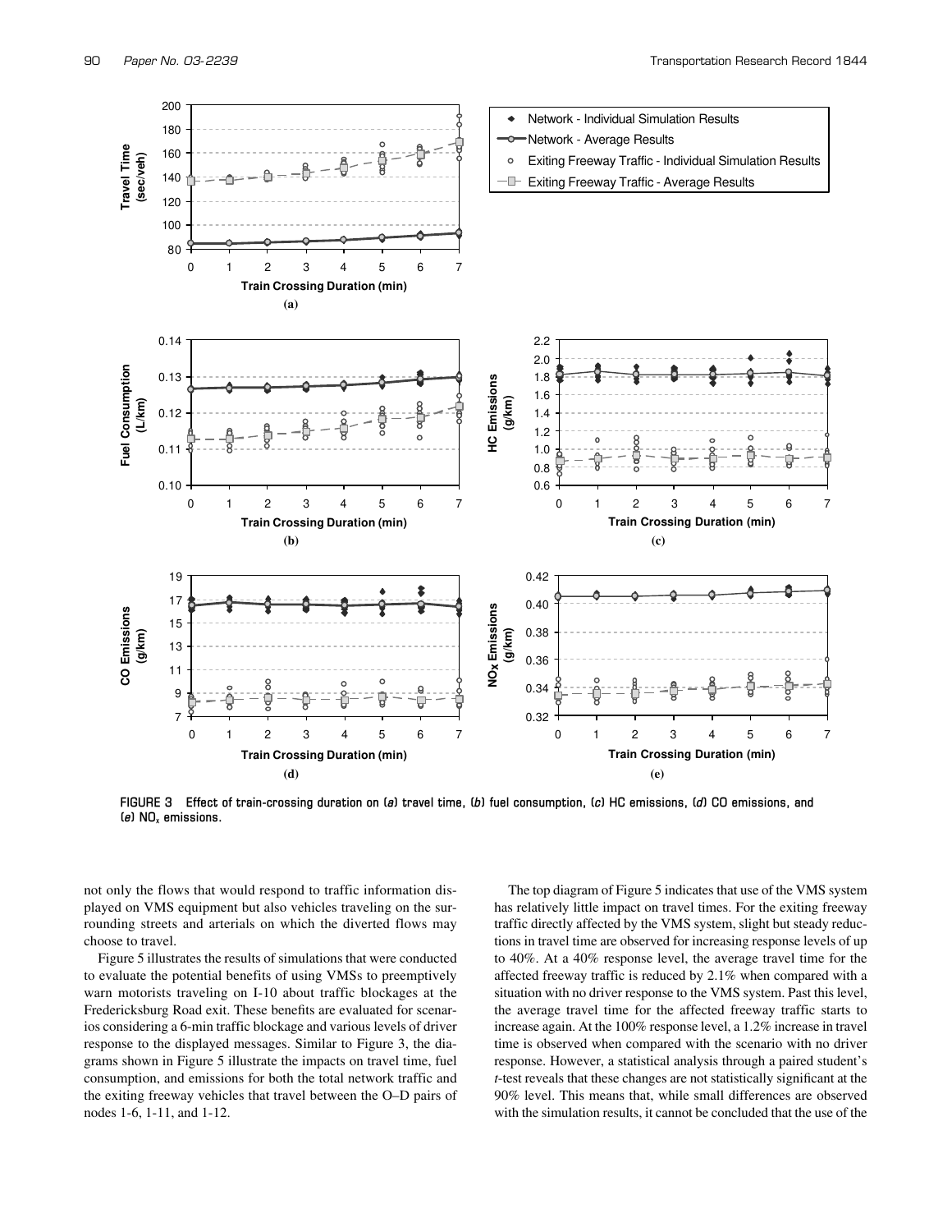FIGURE 3 Effect of train-crossing duration on (*a*) travel time, (*b*) fuel consumption, (*c*) HC emissions, (*d*) CO emissions, and (*e*) $NO_x$ emissions.

not only the flows that would respond to traffic information displayed on VMS equipment but also vehicles traveling on the surrounding streets and arterials on which the diverted flows may choose to travel.

Figure 5 illustrates the results of simulations that were conducted to evaluate the potential benefits of using VMSs to preemptively warn motorists traveling on I-10 about traffic blockages at the Fredericksburg Road exit. These benefits are evaluated for scenarios considering a 6-min traffic blockage and various levels of driver response to the displayed messages. Similar to Figure 3, the diagrams shown in Figure 5 illustrate the impacts on travel time, fuel consumption, and emissions for both the total network traffic and the exiting freeway vehicles that travel between the O–D pairs of nodes 1-6, 1-11, and 1-12.

The top diagram of Figure 5 indicates that use of the VMS system has relatively little impact on travel times. For the exiting freeway traffic directly affected by the VMS system, slight but steady reductions in travel time are observed for increasing response levels of up to 40%. At a 40% response level, the average travel time for the affected freeway traffic is reduced by 2.1% when compared with a situation with no driver response to the VMS system. Past this level, the average travel time for the affected freeway traffic starts to increase again. At the 100% response level, a 1.2% increase in travel time is observed when compared with the scenario with no driver response. However, a statistical analysis through a paired student's *t*-test reveals that these changes are not statistically significant at the 90% level. This means that, while small differences are observed with the simulation results, it cannot be concluded that the use of the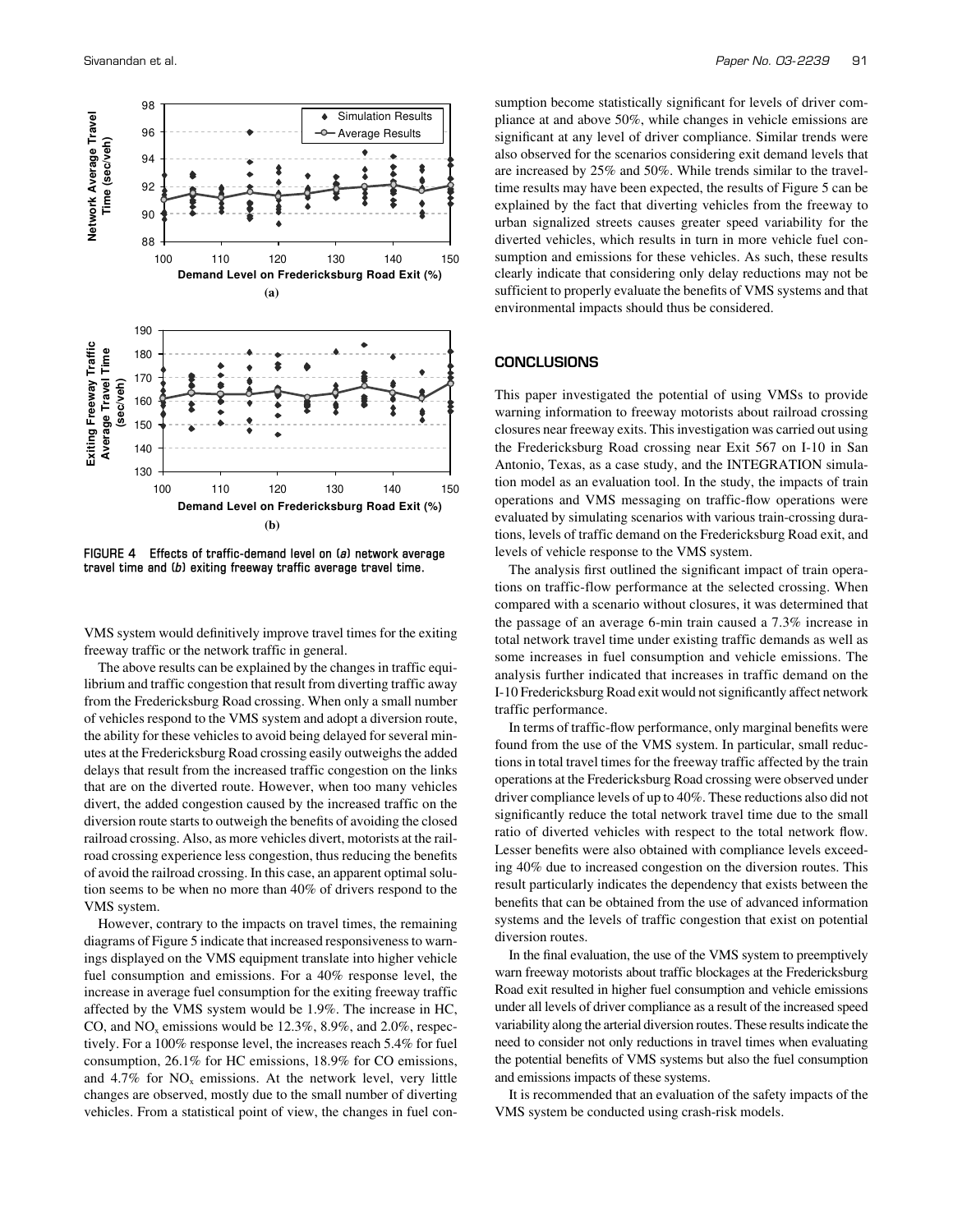Network Average Travel Time (sec/veh)

98
96
94
92
90
88

100 110 120 130 140 150

Demand Level on Fredericksburg Road Exit (%)

Simulation Results
Average Results

(a)

Exiting Freeway Traffic Average Travel Time (sec/veh)

190
180
170
160
150
140
130

100 110 120 130 140 150

Demand Level on Fredericksburg Road Exit (%)

(b)

**FIGURE 4** Effects of traffic-demand level on (*a*) network average travel time and (*b*) exiting freeway traffic average travel time.

VMS system would definitively improve travel times for the exiting freeway traffic or the network traffic in general.

The above results can be explained by the changes in traffic equilibrium and traffic congestion that result from diverting traffic away from the Fredericksburg Road crossing. When only a small number of vehicles respond to the VMS system and adopt a diversion route, the ability for these vehicles to avoid being delayed for several minutes at the Fredericksburg Road crossing easily outweighs the added delays that result from the increased traffic congestion on the links that are on the diverted route. However, when too many vehicles divert, the added congestion caused by the increased traffic on the diversion route starts to outweigh the benefits of avoiding the closed railroad crossing. Also, as more vehicles divert, motorists at the railroad crossing experience less congestion, thus reducing the benefits of avoid the railroad crossing. In this case, an apparent optimal solution seems to be when no more than 40% of drivers respond to the VMS system.

However, contrary to the impacts on travel times, the remaining diagrams of Figure 5 indicate that increased responsiveness to warnings displayed on the VMS equipment translate into higher vehicle fuel consumption and emissions. For a 40% response level, the increase in average fuel consumption for the exiting freeway traffic affected by the VMS system would be 1.9%. The increase in HC, CO, and $NO_x$ emissions would be 12.3%, 8.9%, and 2.0%, respectively. For a 100% response level, the increases reach 5.4% for fuel consumption, 26.1% for HC emissions, 18.9% for CO emissions, and 4.7% for $NO_x$ emissions. At the network level, very little changes are observed, mostly due to the small number of diverting vehicles. From a statistical point of view, the changes in fuel consumption become statistically significant for levels of driver compliance at and above 50%, while changes in vehicle emissions are significant at any level of driver compliance. Similar trends were also observed for the scenarios considering exit demand levels that are increased by 25% and 50%. While trends similar to the travel-time results may have been expected, the results of Figure 5 can be explained by the fact that diverting vehicles from the freeway to urban signalized streets causes greater speed variability for the diverted vehicles, which results in turn in more vehicle fuel consumption and emissions for these vehicles. As such, these results clearly indicate that considering only delay reductions may not be sufficient to properly evaluate the benefits of VMS systems and that environmental impacts should thus be considered.

## CONCLUSIONS

This paper investigated the potential of using VMSs to provide warning information to freeway motorists about railroad crossing closures near freeway exits. This investigation was carried out using the Fredericksburg Road crossing near Exit 567 on I-10 in San Antonio, Texas, as a case study, and the INTEGRATION simulation model as an evaluation tool. In the study, the impacts of train operations and VMS messaging on traffic-flow operations were evaluated by simulating scenarios with various train-crossing durations, levels of traffic demand on the Fredericksburg Road exit, and levels of vehicle response to the VMS system.

The analysis first outlined the significant impact of train operations on traffic-flow performance at the selected crossing. When compared with a scenario without closures, it was determined that the passage of an average 6-min train caused a 7.3% increase in total network travel time under existing traffic demands as well as some increases in fuel consumption and vehicle emissions. The analysis further indicated that increases in traffic demand on the I-10 Fredericksburg Road exit would not significantly affect network traffic performance.

In terms of traffic-flow performance, only marginal benefits were found from the use of the VMS system. In particular, small reductions in total travel times for the freeway traffic affected by the train operations at the Fredericksburg Road crossing were observed under driver compliance levels of up to 40%. These reductions also did not significantly reduce the total network travel time due to the small ratio of diverted vehicles with respect to the total network flow. Lesser benefits were also obtained with compliance levels exceeding 40% due to increased congestion on the diversion routes. This result particularly indicates the dependency that exists between the benefits that can be obtained from the use of advanced information systems and the levels of traffic congestion that exist on potential diversion routes.

In the final evaluation, the use of the VMS system to preemptively warn freeway motorists about traffic blockages at the Fredericksburg Road exit resulted in higher fuel consumption and vehicle emissions under all levels of driver compliance as a result of the increased speed variability along the arterial diversion routes. These results indicate the need to consider not only reductions in travel times when evaluating the potential benefits of VMS systems but also the fuel consumption and emissions impacts of these systems.

It is recommended that an evaluation of the safety impacts of the VMS system be conducted using crash-risk models.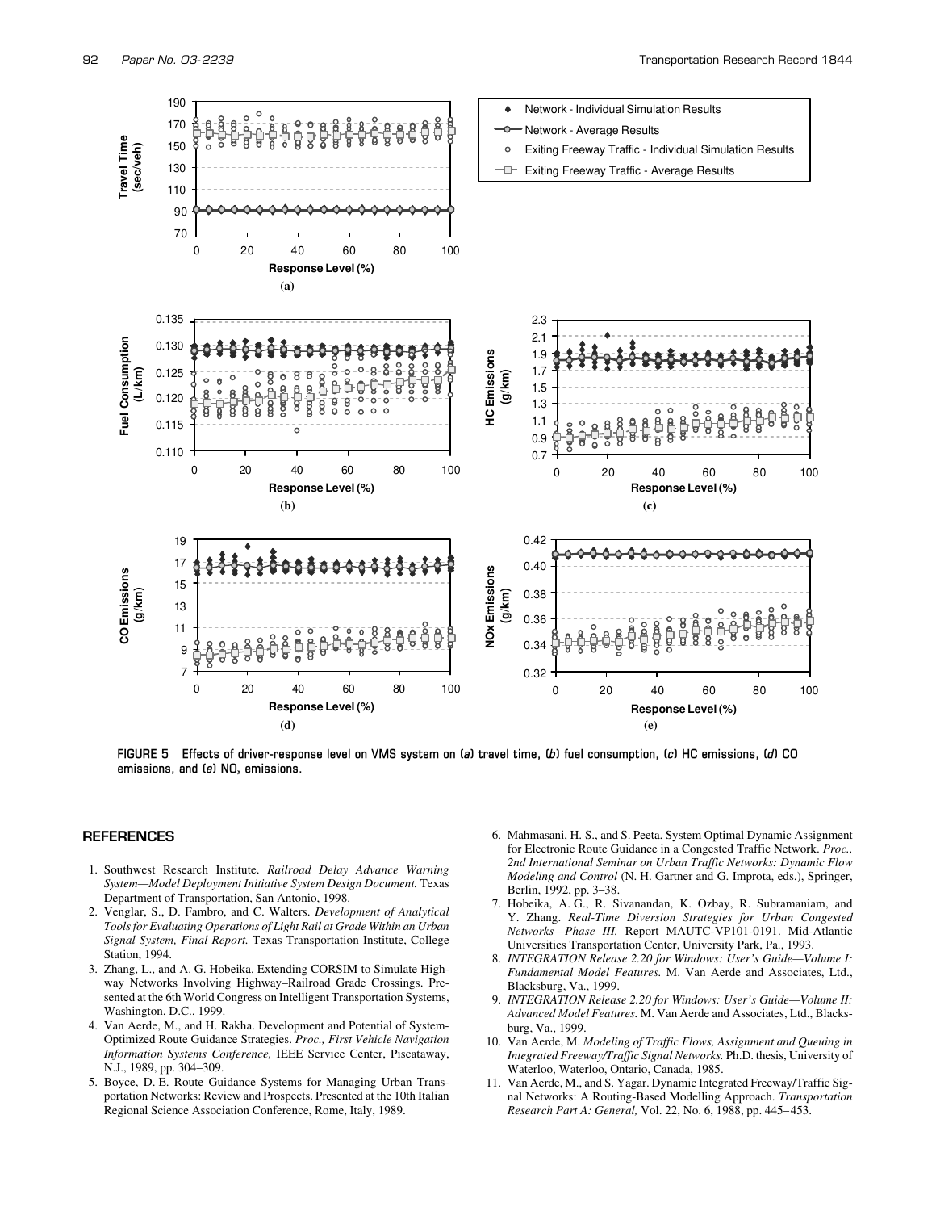FIGURE 5 Effects of driver-response level on VMS system on (a) travel time, (b) fuel consumption, (c) HC emissions, (d) CO emissions, and (e) $NO_x$ emissions.

## REFERENCES

1. Southwest Research Institute. *Railroad Delay Advance Warning System—Model Deployment Initiative System Design Document.* Texas Department of Transportation, San Antonio, 1998.
2. Venglar, S., D. Fambro, and C. Walters. *Development of Analytical Tools for Evaluating Operations of Light Rail at Grade Within an Urban Signal System, Final Report.* Texas Transportation Institute, College Station, 1994.
3. Zhang, L., and A. G. Hobeika. Extending CORSIM to Simulate Highway Networks Involving Highway–Railroad Grade Crossings. Presented at the 6th World Congress on Intelligent Transportation Systems, Washington, D.C., 1999.
4. Van Aerde, M., and H. Rakha. Development and Potential of System-Optimized Route Guidance Strategies. *Proc., First Vehicle Navigation Information Systems Conference,* IEEE Service Center, Piscataway, N.J., 1989, pp. 304–309.
5. Boyce, D. E. Route Guidance Systems for Managing Urban Transportation Networks: Review and Prospects. Presented at the 10th Italian Regional Science Association Conference, Rome, Italy, 1989.
6. Mahmasani, H. S., and S. Peeta. System Optimal Dynamic Assignment for Electronic Route Guidance in a Congested Traffic Network. *Proc., 2nd International Seminar on Urban Traffic Networks: Dynamic Flow Modeling and Control* (N. H. Gartner and G. Improta, eds.), Springer, Berlin, 1992, pp. 3–38.
7. Hobeika, A. G., R. Sivanandan, K. Ozbay, R. Subramaniam, and Y. Zhang. *Real-Time Diversion Strategies for Urban Congested Networks—Phase III.* Report MAUTC-VP101-0191. Mid-Atlantic Universities Transportation Center, University Park, Pa., 1993.
8. *INTEGRATION Release 2.20 for Windows: User's Guide—Volume I: Fundamental Model Features.* M. Van Aerde and Associates, Ltd., Blacksburg, Va., 1999.
9. *INTEGRATION Release 2.20 for Windows: User's Guide—Volume II: Advanced Model Features.* M. Van Aerde and Associates, Ltd., Blacksburg, Va., 1999.
10. Van Aerde, M. *Modeling of Traffic Flows, Assignment and Queuing in Integrated Freeway/Traffic Signal Networks.* Ph.D. thesis, University of Waterloo, Waterloo, Ontario, Canada, 1985.
11. Van Aerde, M., and S. Yagar. Dynamic Integrated Freeway/Traffic Signal Networks: A Routing-Based Modelling Approach. *Transportation Research Part A: General,* Vol. 22, No. 6, 1988, pp. 445–453.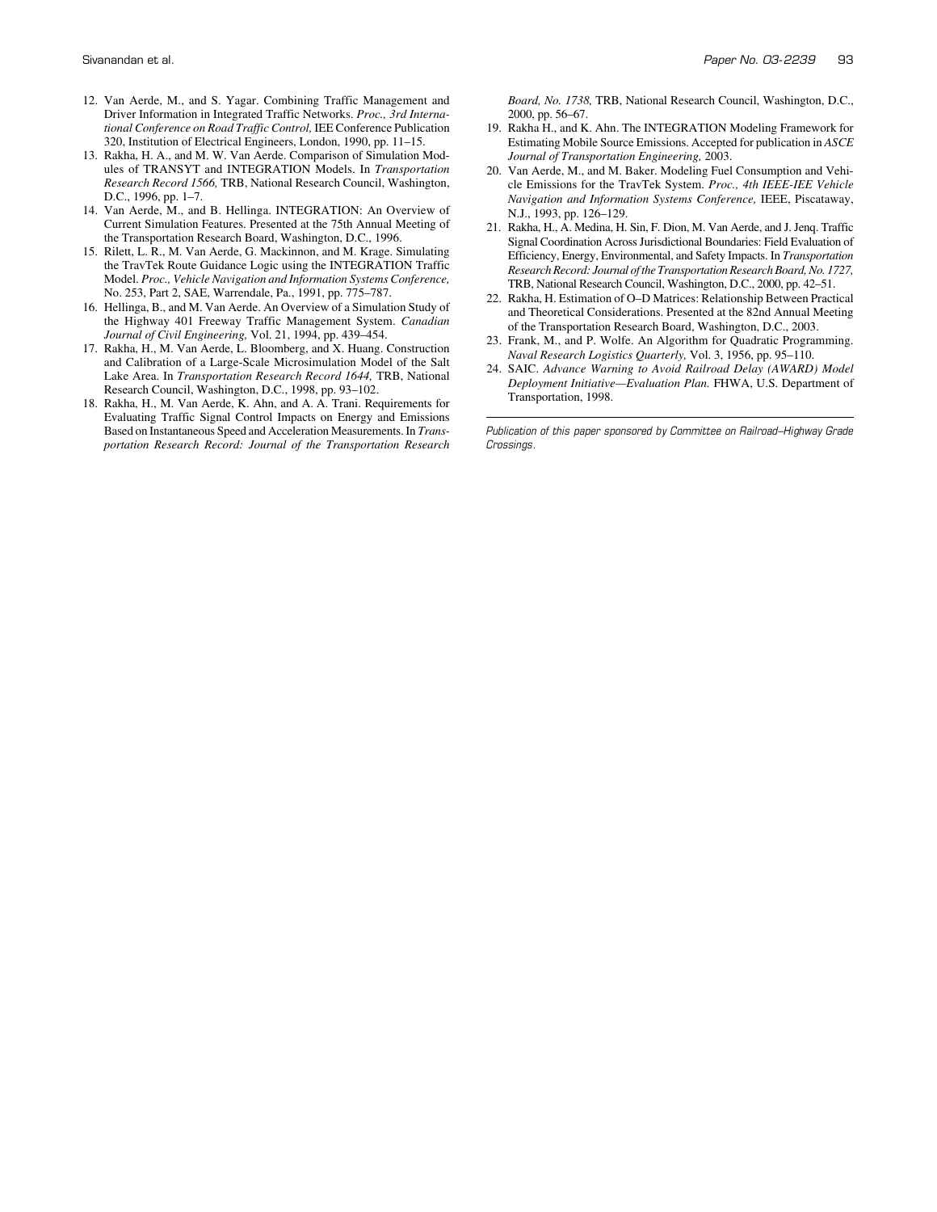12. Van Aerde, M., and S. Yagar. Combining Traffic Management and Driver Information in Integrated Traffic Networks. *Proc., 3rd International Conference on Road Traffic Control,* IEE Conference Publication 320, Institution of Electrical Engineers, London, 1990, pp. 11–15.
13. Rakha, H. A., and M. W. Van Aerde. Comparison of Simulation Modules of TRANSYT and INTEGRATION Models. In *Transportation Research Record 1566,* TRB, National Research Council, Washington, D.C., 1996, pp. 1–7.
14. Van Aerde, M., and B. Hellinga. INTEGRATION: An Overview of Current Simulation Features. Presented at the 75th Annual Meeting of the Transportation Research Board, Washington, D.C., 1996.
15. Rilett, L. R., M. Van Aerde, G. Mackinnon, and M. Krage. Simulating the TravTek Route Guidance Logic using the INTEGRATION Traffic Model. *Proc., Vehicle Navigation and Information Systems Conference,* No. 253, Part 2, SAE, Warrendale, Pa., 1991, pp. 775–787.
16. Hellinga, B., and M. Van Aerde. An Overview of a Simulation Study of the Highway 401 Freeway Traffic Management System. *Canadian Journal of Civil Engineering,* Vol. 21, 1994, pp. 439–454.
17. Rakha, H., M. Van Aerde, L. Bloomberg, and X. Huang. Construction and Calibration of a Large-Scale Microsimulation Model of the Salt Lake Area. In *Transportation Research Record 1644,* TRB, National Research Council, Washington, D.C., 1998, pp. 93–102.
18. Rakha, H., M. Van Aerde, K. Ahn, and A. A. Trani. Requirements for Evaluating Traffic Signal Control Impacts on Energy and Emissions Based on Instantaneous Speed and Acceleration Measurements. In *Transportation Research Record: Journal of the Transportation Research Board, No. 1738,* TRB, National Research Council, Washington, D.C., 2000, pp. 56–67.
19. Rakha H., and K. Ahn. The INTEGRATION Modeling Framework for Estimating Mobile Source Emissions. Accepted for publication in *ASCE Journal of Transportation Engineering,* 2003.
20. Van Aerde, M., and M. Baker. Modeling Fuel Consumption and Vehicle Emissions for the TravTek System. *Proc., 4th IEEE-IEE Vehicle Navigation and Information Systems Conference,* IEEE, Piscataway, N.J., 1993, pp. 126–129.
21. Rakha, H., A. Medina, H. Sin, F. Dion, M. Van Aerde, and J. Jenq. Traffic Signal Coordination Across Jurisdictional Boundaries: Field Evaluation of Efficiency, Energy, Environmental, and Safety Impacts. In *Transportation Research Record: Journal of the Transportation Research Board, No. 1727,* TRB, National Research Council, Washington, D.C., 2000, pp. 42–51.
22. Rakha, H. Estimation of O–D Matrices: Relationship Between Practical and Theoretical Considerations. Presented at the 82nd Annual Meeting of the Transportation Research Board, Washington, D.C., 2003.
23. Frank, M., and P. Wolfe. An Algorithm for Quadratic Programming. *Naval Research Logistics Quarterly,* Vol. 3, 1956, pp. 95–110.
24. SAIC. *Advance Warning to Avoid Railroad Delay (AWARD) Model Deployment Initiative—Evaluation Plan.* FHWA, U.S. Department of Transportation, 1998.

---

*Publication of this paper sponsored by Committee on Railroad–Highway Grade Crossings.*